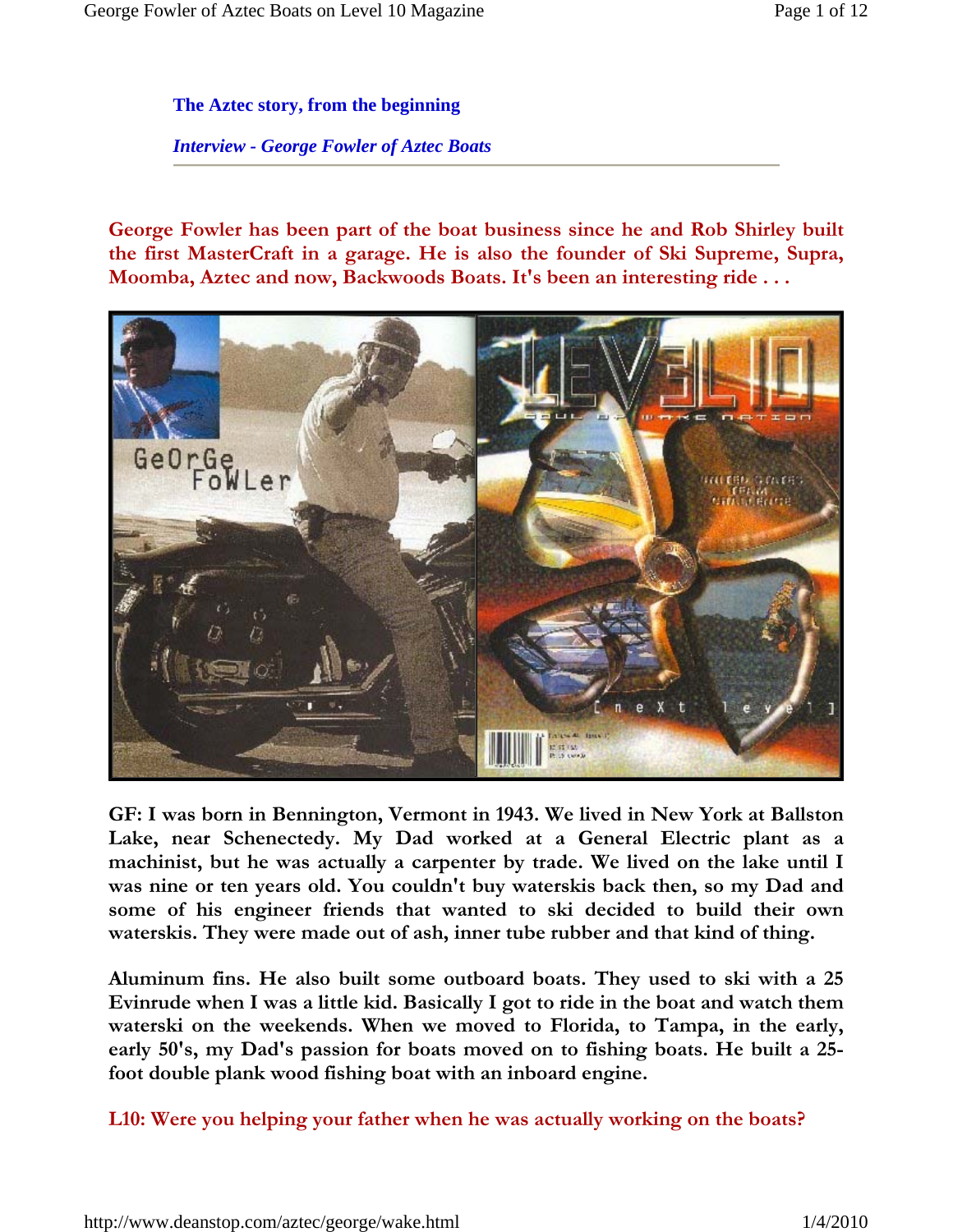**The Aztec story, from the beginning**

***Interview - George Fowler of Aztec Boats***

---

**George Fowler has been part of the boat business since he and Rob Shirley built the first MasterCraft in a garage. He is also the founder of Ski Supreme, Supra, Moomba, Aztec and now, Backwoods Boats. It's been an interesting ride . . .**

**GF: I was born in Bennington, Vermont in 1943. We lived in New York at Ballston Lake, near Schenectedy. My Dad worked at a General Electric plant as a machinist, but he was actually a carpenter by trade. We lived on the lake until I was nine or ten years old. You couldn't buy waterskis back then, so my Dad and some of his engineer friends that wanted to ski decided to build their own waterskis. They were made out of ash, inner tube rubber and that kind of thing.**

**Aluminum fins. He also built some outboard boats. They used to ski with a 25 Evinrude when I was a little kid. Basically I got to ride in the boat and watch them waterski on the weekends. When we moved to Florida, to Tampa, in the early, early 50's, my Dad's passion for boats moved on to fishing boats. He built a 25-foot double plank wood fishing boat with an inboard engine.**

**L10: Were you helping your father when he was actually working on the boats?**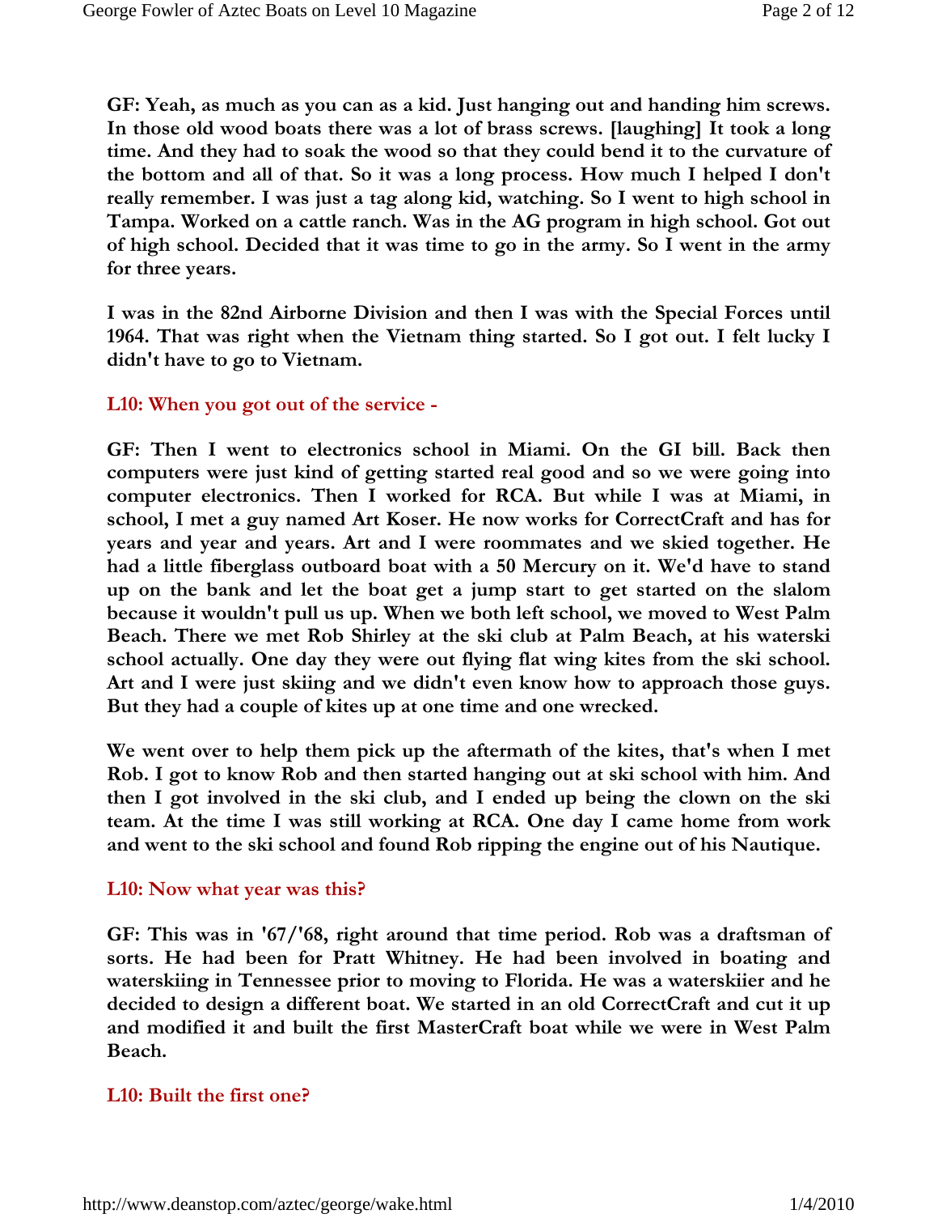**GF: Yeah, as much as you can as a kid. Just hanging out and handing him screws. In those old wood boats there was a lot of brass screws. [laughing] It took a long time. And they had to soak the wood so that they could bend it to the curvature of the bottom and all of that. So it was a long process. How much I helped I don't really remember. I was just a tag along kid, watching. So I went to high school in Tampa. Worked on a cattle ranch. Was in the AG program in high school. Got out of high school. Decided that it was time to go in the army. So I went in the army for three years.**

**I was in the 82nd Airborne Division and then I was with the Special Forces until 1964. That was right when the Vietnam thing started. So I got out. I felt lucky I didn't have to go to Vietnam.**

**L10: When you got out of the service -**

**GF: Then I went to electronics school in Miami. On the GI bill. Back then computers were just kind of getting started real good and so we were going into computer electronics. Then I worked for RCA. But while I was at Miami, in school, I met a guy named Art Koser. He now works for CorrectCraft and has for years and year and years. Art and I were roommates and we skied together. He had a little fiberglass outboard boat with a 50 Mercury on it. We'd have to stand up on the bank and let the boat get a jump start to get started on the slalom because it wouldn't pull us up. When we both left school, we moved to West Palm Beach. There we met Rob Shirley at the ski club at Palm Beach, at his waterski school actually. One day they were out flying flat wing kites from the ski school. Art and I were just skiing and we didn't even know how to approach those guys. But they had a couple of kites up at one time and one wrecked.**

**We went over to help them pick up the aftermath of the kites, that's when I met Rob. I got to know Rob and then started hanging out at ski school with him. And then I got involved in the ski club, and I ended up being the clown on the ski team. At the time I was still working at RCA. One day I came home from work and went to the ski school and found Rob ripping the engine out of his Nautique.**

**L10: Now what year was this?**

**GF: This was in '67/'68, right around that time period. Rob was a draftsman of sorts. He had been for Pratt Whitney. He had been involved in boating and waterskiing in Tennessee prior to moving to Florida. He was a waterskiier and he decided to design a different boat. We started in an old CorrectCraft and cut it up and modified it and built the first MasterCraft boat while we were in West Palm Beach.**

**L10: Built the first one?**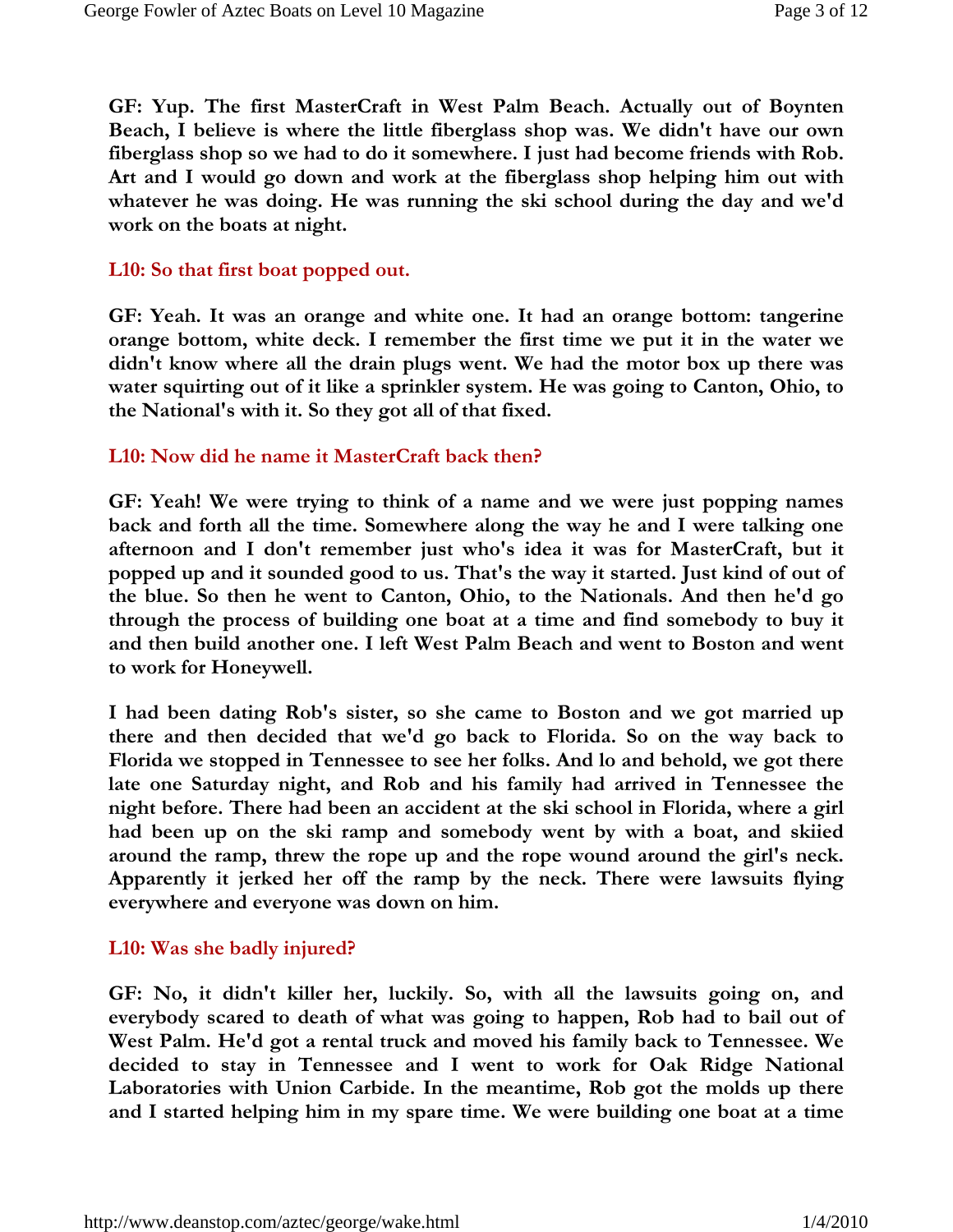**GF: Yup. The first MasterCraft in West Palm Beach. Actually out of Boynten Beach, I believe is where the little fiberglass shop was. We didn't have our own fiberglass shop so we had to do it somewhere. I just had become friends with Rob. Art and I would go down and work at the fiberglass shop helping him out with whatever he was doing. He was running the ski school during the day and we'd work on the boats at night.**

**L10: So that first boat popped out.**

**GF: Yeah. It was an orange and white one. It had an orange bottom: tangerine orange bottom, white deck. I remember the first time we put it in the water we didn't know where all the drain plugs went. We had the motor box up there was water squirting out of it like a sprinkler system. He was going to Canton, Ohio, to the National's with it. So they got all of that fixed.**

**L10: Now did he name it MasterCraft back then?**

**GF: Yeah! We were trying to think of a name and we were just popping names back and forth all the time. Somewhere along the way he and I were talking one afternoon and I don't remember just who's idea it was for MasterCraft, but it popped up and it sounded good to us. That's the way it started. Just kind of out of the blue. So then he went to Canton, Ohio, to the Nationals. And then he'd go through the process of building one boat at a time and find somebody to buy it and then build another one. I left West Palm Beach and went to Boston and went to work for Honeywell.**

**I had been dating Rob's sister, so she came to Boston and we got married up there and then decided that we'd go back to Florida. So on the way back to Florida we stopped in Tennessee to see her folks. And lo and behold, we got there late one Saturday night, and Rob and his family had arrived in Tennessee the night before. There had been an accident at the ski school in Florida, where a girl had been up on the ski ramp and somebody went by with a boat, and skiied around the ramp, threw the rope up and the rope wound around the girl's neck. Apparently it jerked her off the ramp by the neck. There were lawsuits flying everywhere and everyone was down on him.**

**L10: Was she badly injured?**

**GF: No, it didn't killer her, luckily. So, with all the lawsuits going on, and everybody scared to death of what was going to happen, Rob had to bail out of West Palm. He'd got a rental truck and moved his family back to Tennessee. We decided to stay in Tennessee and I went to work for Oak Ridge National Laboratories with Union Carbide. In the meantime, Rob got the molds up there and I started helping him in my spare time. We were building one boat at a time**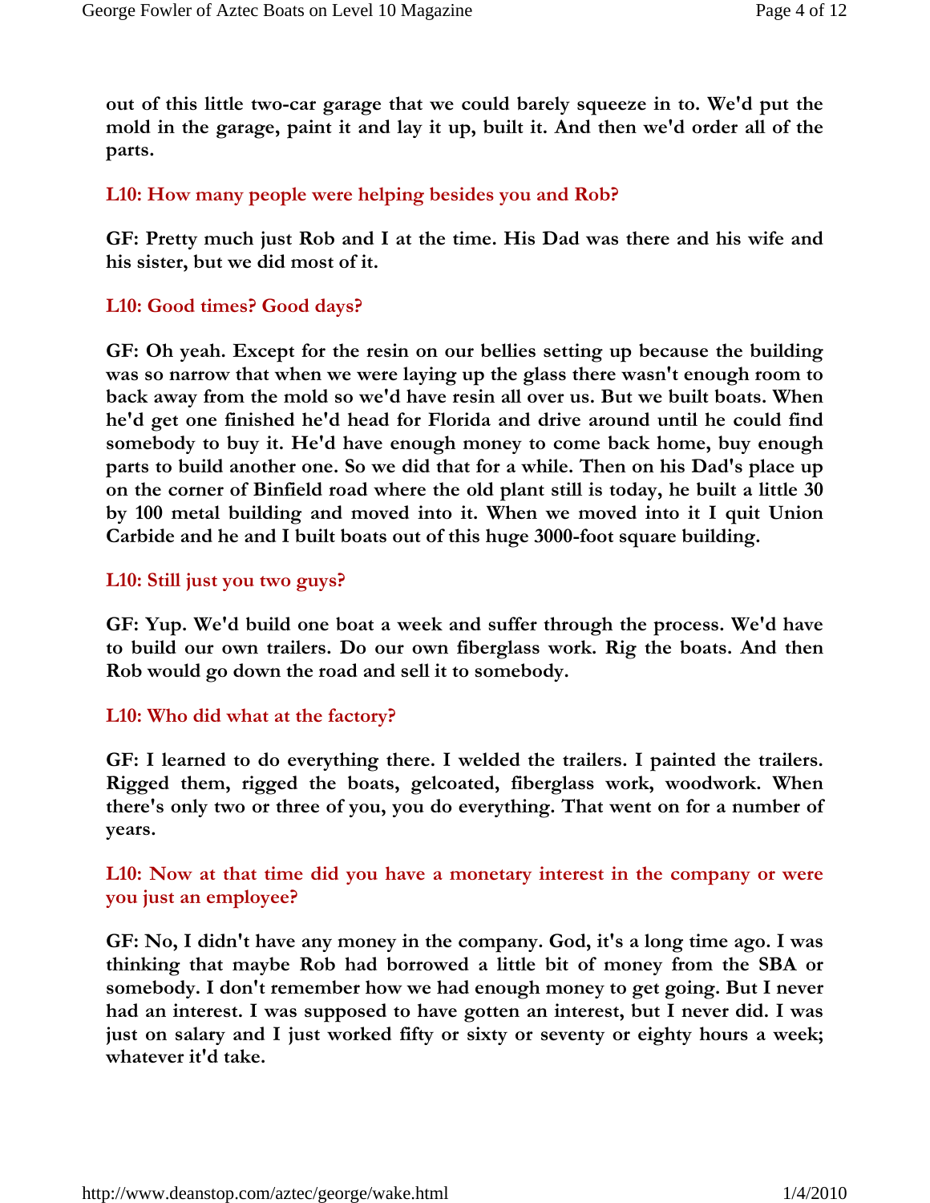**out of this little two-car garage that we could barely squeeze in to. We'd put the mold in the garage, paint it and lay it up, built it. And then we'd order all of the parts.**

**L10: How many people were helping besides you and Rob?**

**GF: Pretty much just Rob and I at the time. His Dad was there and his wife and his sister, but we did most of it.**

**L10: Good times? Good days?**

**GF: Oh yeah. Except for the resin on our bellies setting up because the building was so narrow that when we were laying up the glass there wasn't enough room to back away from the mold so we'd have resin all over us. But we built boats. When he'd get one finished he'd head for Florida and drive around until he could find somebody to buy it. He'd have enough money to come back home, buy enough parts to build another one. So we did that for a while. Then on his Dad's place up on the corner of Binfield road where the old plant still is today, he built a little 30 by 100 metal building and moved into it. When we moved into it I quit Union Carbide and he and I built boats out of this huge 3000-foot square building.**

**L10: Still just you two guys?**

**GF: Yup. We'd build one boat a week and suffer through the process. We'd have to build our own trailers. Do our own fiberglass work. Rig the boats. And then Rob would go down the road and sell it to somebody.**

**L10: Who did what at the factory?**

**GF: I learned to do everything there. I welded the trailers. I painted the trailers. Rigged them, rigged the boats, gelcoated, fiberglass work, woodwork. When there's only two or three of you, you do everything. That went on for a number of years.**

**L10: Now at that time did you have a monetary interest in the company or were you just an employee?**

**GF: No, I didn't have any money in the company. God, it's a long time ago. I was thinking that maybe Rob had borrowed a little bit of money from the SBA or somebody. I don't remember how we had enough money to get going. But I never had an interest. I was supposed to have gotten an interest, but I never did. I was just on salary and I just worked fifty or sixty or seventy or eighty hours a week; whatever it'd take.**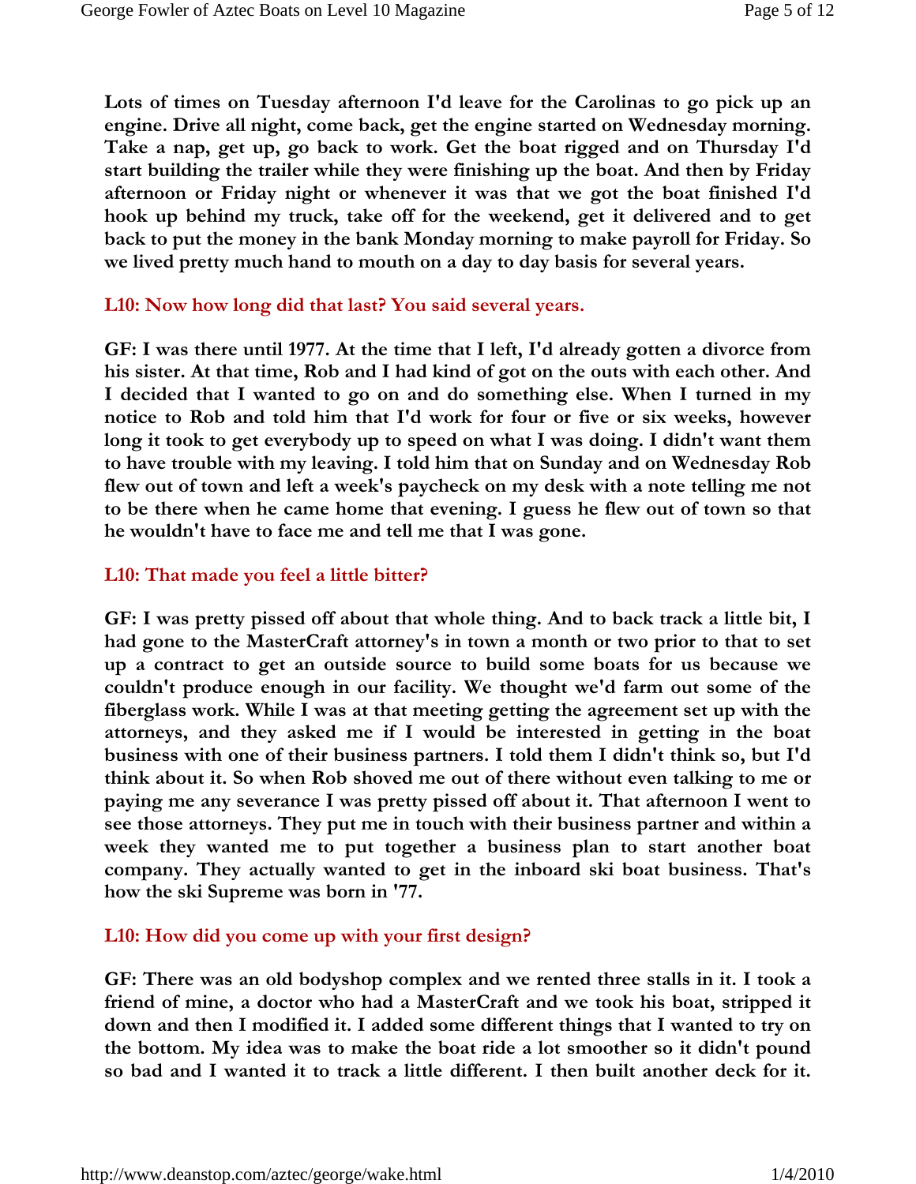**Lots of times on Tuesday afternoon I'd leave for the Carolinas to go pick up an engine. Drive all night, come back, get the engine started on Wednesday morning. Take a nap, get up, go back to work. Get the boat rigged and on Thursday I'd start building the trailer while they were finishing up the boat. And then by Friday afternoon or Friday night or whenever it was that we got the boat finished I'd hook up behind my truck, take off for the weekend, get it delivered and to get back to put the money in the bank Monday morning to make payroll for Friday. So we lived pretty much hand to mouth on a day to day basis for several years.**

**L10: Now how long did that last? You said several years.**

**GF: I was there until 1977. At the time that I left, I'd already gotten a divorce from his sister. At that time, Rob and I had kind of got on the outs with each other. And I decided that I wanted to go on and do something else. When I turned in my notice to Rob and told him that I'd work for four or five or six weeks, however long it took to get everybody up to speed on what I was doing. I didn't want them to have trouble with my leaving. I told him that on Sunday and on Wednesday Rob flew out of town and left a week's paycheck on my desk with a note telling me not to be there when he came home that evening. I guess he flew out of town so that he wouldn't have to face me and tell me that I was gone.**

**L10: That made you feel a little bitter?**

**GF: I was pretty pissed off about that whole thing. And to back track a little bit, I had gone to the MasterCraft attorney's in town a month or two prior to that to set up a contract to get an outside source to build some boats for us because we couldn't produce enough in our facility. We thought we'd farm out some of the fiberglass work. While I was at that meeting getting the agreement set up with the attorneys, and they asked me if I would be interested in getting in the boat business with one of their business partners. I told them I didn't think so, but I'd think about it. So when Rob shoved me out of there without even talking to me or paying me any severance I was pretty pissed off about it. That afternoon I went to see those attorneys. They put me in touch with their business partner and within a week they wanted me to put together a business plan to start another boat company. They actually wanted to get in the inboard ski boat business. That's how the ski Supreme was born in '77.**

**L10: How did you come up with your first design?**

**GF: There was an old bodyshop complex and we rented three stalls in it. I took a friend of mine, a doctor who had a MasterCraft and we took his boat, stripped it down and then I modified it. I added some different things that I wanted to try on the bottom. My idea was to make the boat ride a lot smoother so it didn't pound so bad and I wanted it to track a little different. I then built another deck for it.**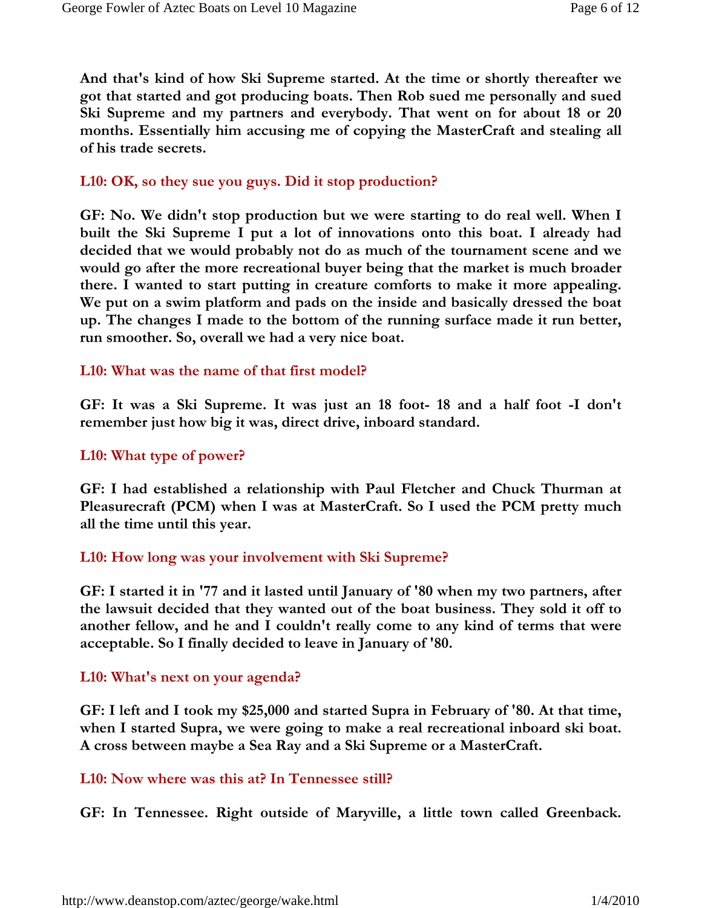**And that's kind of how Ski Supreme started. At the time or shortly thereafter we got that started and got producing boats. Then Rob sued me personally and sued Ski Supreme and my partners and everybody. That went on for about 18 or 20 months. Essentially him accusing me of copying the MasterCraft and stealing all of his trade secrets.**

**L10: OK, so they sue you guys. Did it stop production?**

**GF: No. We didn't stop production but we were starting to do real well. When I built the Ski Supreme I put a lot of innovations onto this boat. I already had decided that we would probably not do as much of the tournament scene and we would go after the more recreational buyer being that the market is much broader there. I wanted to start putting in creature comforts to make it more appealing. We put on a swim platform and pads on the inside and basically dressed the boat up. The changes I made to the bottom of the running surface made it run better, run smoother. So, overall we had a very nice boat.**

**L10: What was the name of that first model?**

**GF: It was a Ski Supreme. It was just an 18 foot- 18 and a half foot -I don't remember just how big it was, direct drive, inboard standard.**

**L10: What type of power?**

**GF: I had established a relationship with Paul Fletcher and Chuck Thurman at Pleasurecraft (PCM) when I was at MasterCraft. So I used the PCM pretty much all the time until this year.**

**L10: How long was your involvement with Ski Supreme?**

**GF: I started it in '77 and it lasted until January of '80 when my two partners, after the lawsuit decided that they wanted out of the boat business. They sold it off to another fellow, and he and I couldn't really come to any kind of terms that were acceptable. So I finally decided to leave in January of '80.**

**L10: What's next on your agenda?**

**GF: I left and I took my $25,000 and started Supra in February of '80. At that time, when I started Supra, we were going to make a real recreational inboard ski boat. A cross between maybe a Sea Ray and a Ski Supreme or a MasterCraft.**

**L10: Now where was this at? In Tennessee still?**

**GF: In Tennessee. Right outside of Maryville, a little town called Greenback.**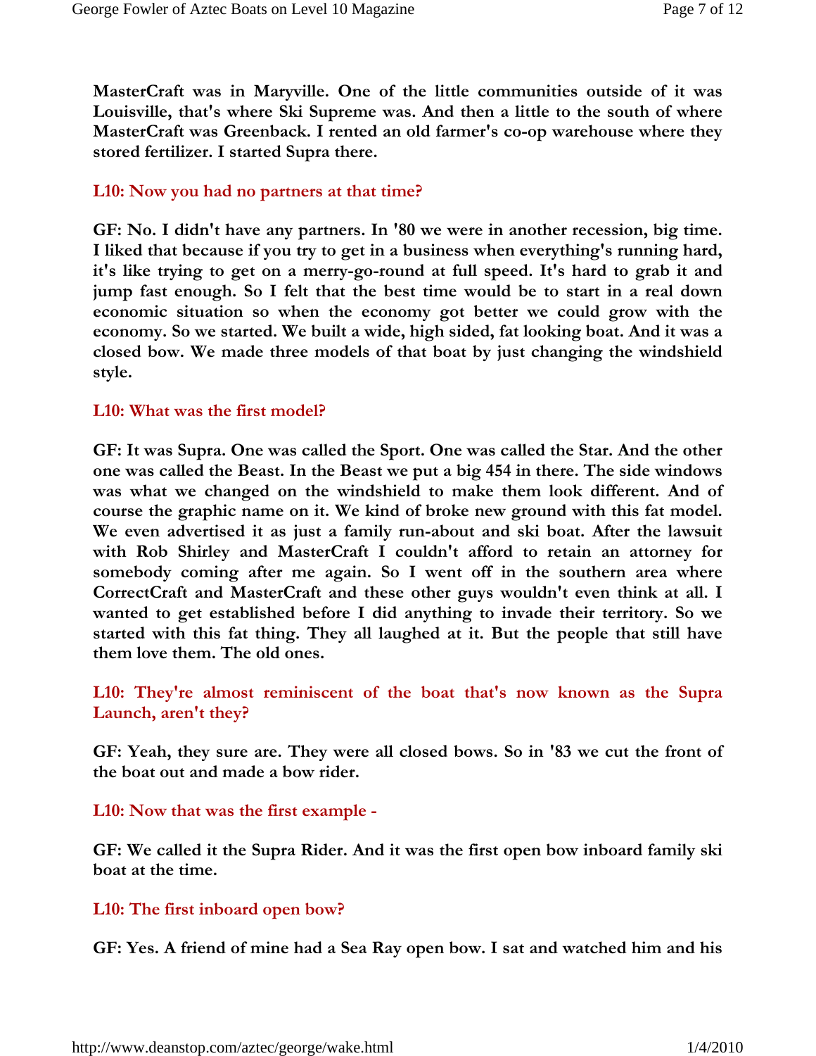**MasterCraft was in Maryville. One of the little communities outside of it was Louisville, that's where Ski Supreme was. And then a little to the south of where MasterCraft was Greenback. I rented an old farmer's co-op warehouse where they stored fertilizer. I started Supra there.**

**L10: Now you had no partners at that time?**

**GF: No. I didn't have any partners. In '80 we were in another recession, big time. I liked that because if you try to get in a business when everything's running hard, it's like trying to get on a merry-go-round at full speed. It's hard to grab it and jump fast enough. So I felt that the best time would be to start in a real down economic situation so when the economy got better we could grow with the economy. So we started. We built a wide, high sided, fat looking boat. And it was a closed bow. We made three models of that boat by just changing the windshield style.**

**L10: What was the first model?**

**GF: It was Supra. One was called the Sport. One was called the Star. And the other one was called the Beast. In the Beast we put a big 454 in there. The side windows was what we changed on the windshield to make them look different. And of course the graphic name on it. We kind of broke new ground with this fat model. We even advertised it as just a family run-about and ski boat. After the lawsuit with Rob Shirley and MasterCraft I couldn't afford to retain an attorney for somebody coming after me again. So I went off in the southern area where CorrectCraft and MasterCraft and these other guys wouldn't even think at all. I wanted to get established before I did anything to invade their territory. So we started with this fat thing. They all laughed at it. But the people that still have them love them. The old ones.**

**L10: They're almost reminiscent of the boat that's now known as the Supra Launch, aren't they?**

**GF: Yeah, they sure are. They were all closed bows. So in '83 we cut the front of the boat out and made a bow rider.**

**L10: Now that was the first example -**

**GF: We called it the Supra Rider. And it was the first open bow inboard family ski boat at the time.**

**L10: The first inboard open bow?**

**GF: Yes. A friend of mine had a Sea Ray open bow. I sat and watched him and his**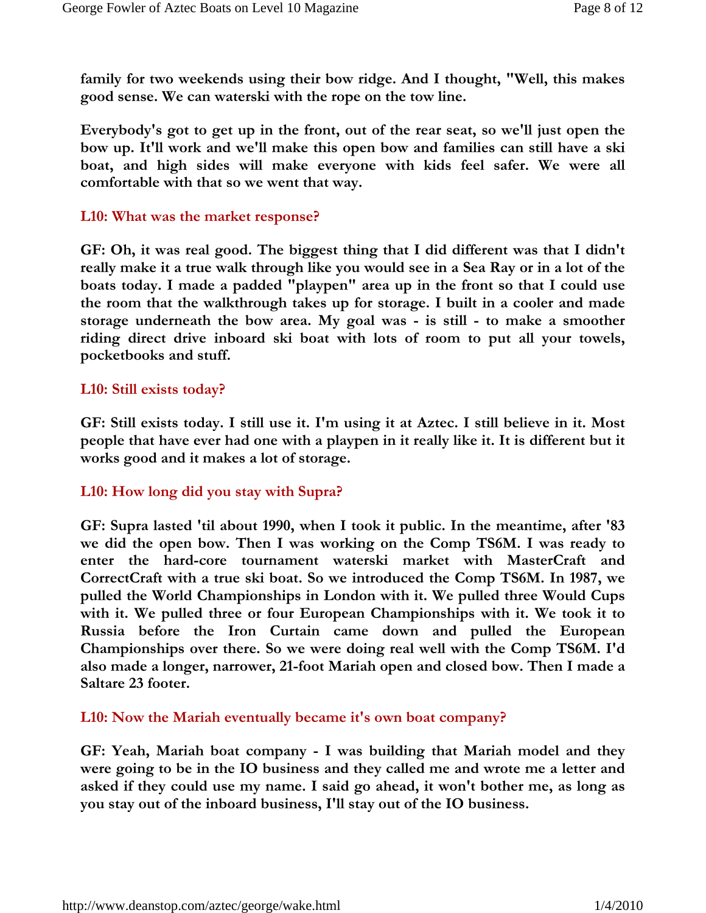**family for two weekends using their bow ridge. And I thought, "Well, this makes good sense. We can waterski with the rope on the tow line.**

**Everybody's got to get up in the front, out of the rear seat, so we'll just open the bow up. It'll work and we'll make this open bow and families can still have a ski boat, and high sides will make everyone with kids feel safer. We were all comfortable with that so we went that way.**

**L10: What was the market response?**

**GF: Oh, it was real good. The biggest thing that I did different was that I didn't really make it a true walk through like you would see in a Sea Ray or in a lot of the boats today. I made a padded "playpen" area up in the front so that I could use the room that the walkthrough takes up for storage. I built in a cooler and made storage underneath the bow area. My goal was - is still - to make a smoother riding direct drive inboard ski boat with lots of room to put all your towels, pocketbooks and stuff.**

**L10: Still exists today?**

**GF: Still exists today. I still use it. I'm using it at Aztec. I still believe in it. Most people that have ever had one with a playpen in it really like it. It is different but it works good and it makes a lot of storage.**

**L10: How long did you stay with Supra?**

**GF: Supra lasted 'til about 1990, when I took it public. In the meantime, after '83 we did the open bow. Then I was working on the Comp TS6M. I was ready to enter the hard-core tournament waterski market with MasterCraft and CorrectCraft with a true ski boat. So we introduced the Comp TS6M. In 1987, we pulled the World Championships in London with it. We pulled three Would Cups with it. We pulled three or four European Championships with it. We took it to Russia before the Iron Curtain came down and pulled the European Championships over there. So we were doing real well with the Comp TS6M. I'd also made a longer, narrower, 21-foot Mariah open and closed bow. Then I made a Saltare 23 footer.**

**L10: Now the Mariah eventually became it's own boat company?**

**GF: Yeah, Mariah boat company - I was building that Mariah model and they were going to be in the IO business and they called me and wrote me a letter and asked if they could use my name. I said go ahead, it won't bother me, as long as you stay out of the inboard business, I'll stay out of the IO business.**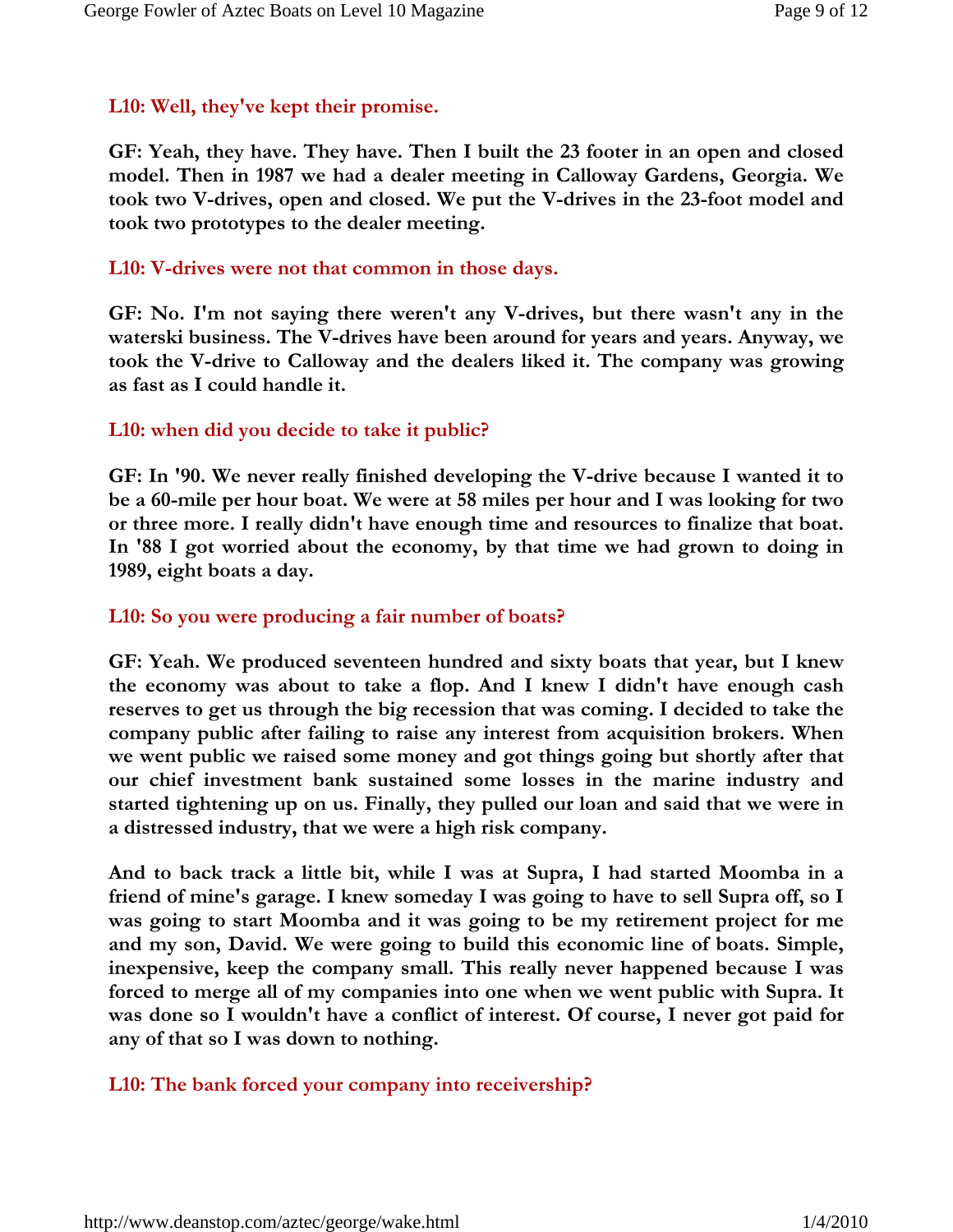**L10: Well, they've kept their promise.**

**GF: Yeah, they have. They have. Then I built the 23 footer in an open and closed model. Then in 1987 we had a dealer meeting in Calloway Gardens, Georgia. We took two V-drives, open and closed. We put the V-drives in the 23-foot model and took two prototypes to the dealer meeting.**

**L10: V-drives were not that common in those days.**

**GF: No. I'm not saying there weren't any V-drives, but there wasn't any in the waterski business. The V-drives have been around for years and years. Anyway, we took the V-drive to Calloway and the dealers liked it. The company was growing as fast as I could handle it.**

**L10: when did you decide to take it public?**

**GF: In '90. We never really finished developing the V-drive because I wanted it to be a 60-mile per hour boat. We were at 58 miles per hour and I was looking for two or three more. I really didn't have enough time and resources to finalize that boat. In '88 I got worried about the economy, by that time we had grown to doing in 1989, eight boats a day.**

**L10: So you were producing a fair number of boats?**

**GF: Yeah. We produced seventeen hundred and sixty boats that year, but I knew the economy was about to take a flop. And I knew I didn't have enough cash reserves to get us through the big recession that was coming. I decided to take the company public after failing to raise any interest from acquisition brokers. When we went public we raised some money and got things going but shortly after that our chief investment bank sustained some losses in the marine industry and started tightening up on us. Finally, they pulled our loan and said that we were in a distressed industry, that we were a high risk company.**

**And to back track a little bit, while I was at Supra, I had started Moomba in a friend of mine's garage. I knew someday I was going to have to sell Supra off, so I was going to start Moomba and it was going to be my retirement project for me and my son, David. We were going to build this economic line of boats. Simple, inexpensive, keep the company small. This really never happened because I was forced to merge all of my companies into one when we went public with Supra. It was done so I wouldn't have a conflict of interest. Of course, I never got paid for any of that so I was down to nothing.**

**L10: The bank forced your company into receivership?**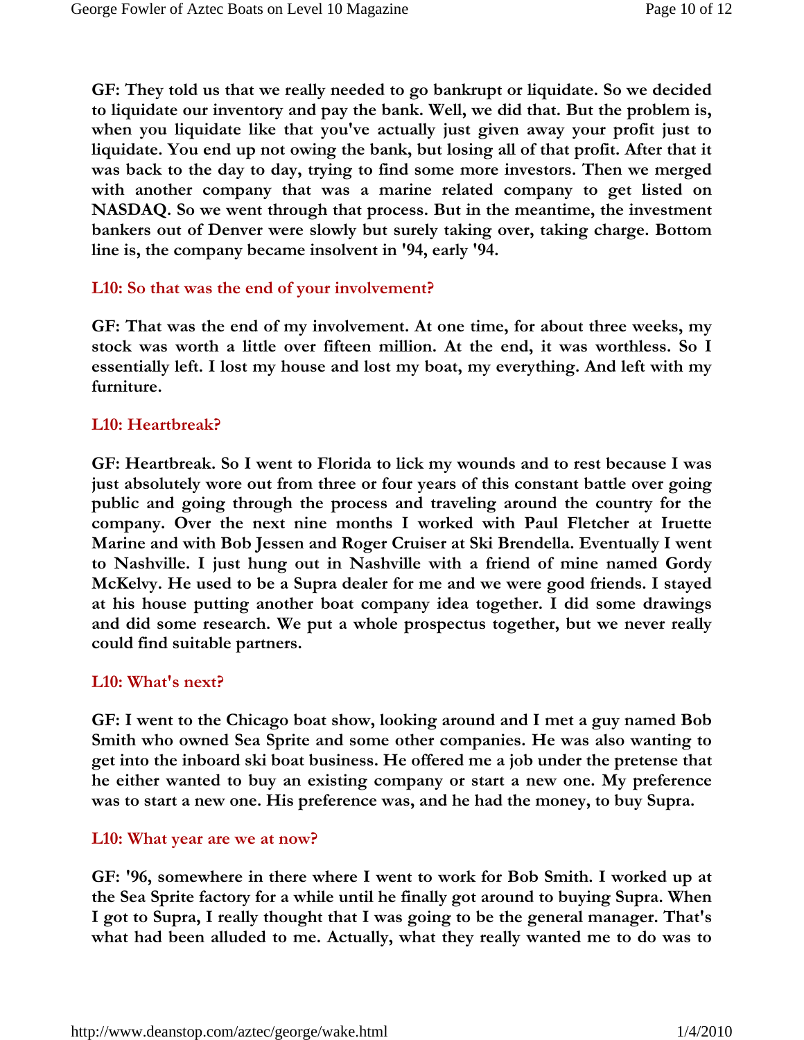**GF: They told us that we really needed to go bankrupt or liquidate. So we decided to liquidate our inventory and pay the bank. Well, we did that. But the problem is, when you liquidate like that you've actually just given away your profit just to liquidate. You end up not owing the bank, but losing all of that profit. After that it was back to the day to day, trying to find some more investors. Then we merged with another company that was a marine related company to get listed on NASDAQ. So we went through that process. But in the meantime, the investment bankers out of Denver were slowly but surely taking over, taking charge. Bottom line is, the company became insolvent in '94, early '94.**

**L10: So that was the end of your involvement?**

**GF: That was the end of my involvement. At one time, for about three weeks, my stock was worth a little over fifteen million. At the end, it was worthless. So I essentially left. I lost my house and lost my boat, my everything. And left with my furniture.**

**L10: Heartbreak?**

**GF: Heartbreak. So I went to Florida to lick my wounds and to rest because I was just absolutely wore out from three or four years of this constant battle over going public and going through the process and traveling around the country for the company. Over the next nine months I worked with Paul Fletcher at Iruette Marine and with Bob Jessen and Roger Cruiser at Ski Brendella. Eventually I went to Nashville. I just hung out in Nashville with a friend of mine named Gordy McKelvy. He used to be a Supra dealer for me and we were good friends. I stayed at his house putting another boat company idea together. I did some drawings and did some research. We put a whole prospectus together, but we never really could find suitable partners.**

**L10: What's next?**

**GF: I went to the Chicago boat show, looking around and I met a guy named Bob Smith who owned Sea Sprite and some other companies. He was also wanting to get into the inboard ski boat business. He offered me a job under the pretense that he either wanted to buy an existing company or start a new one. My preference was to start a new one. His preference was, and he had the money, to buy Supra.**

**L10: What year are we at now?**

**GF: '96, somewhere in there where I went to work for Bob Smith. I worked up at the Sea Sprite factory for a while until he finally got around to buying Supra. When I got to Supra, I really thought that I was going to be the general manager. That's what had been alluded to me. Actually, what they really wanted me to do was to**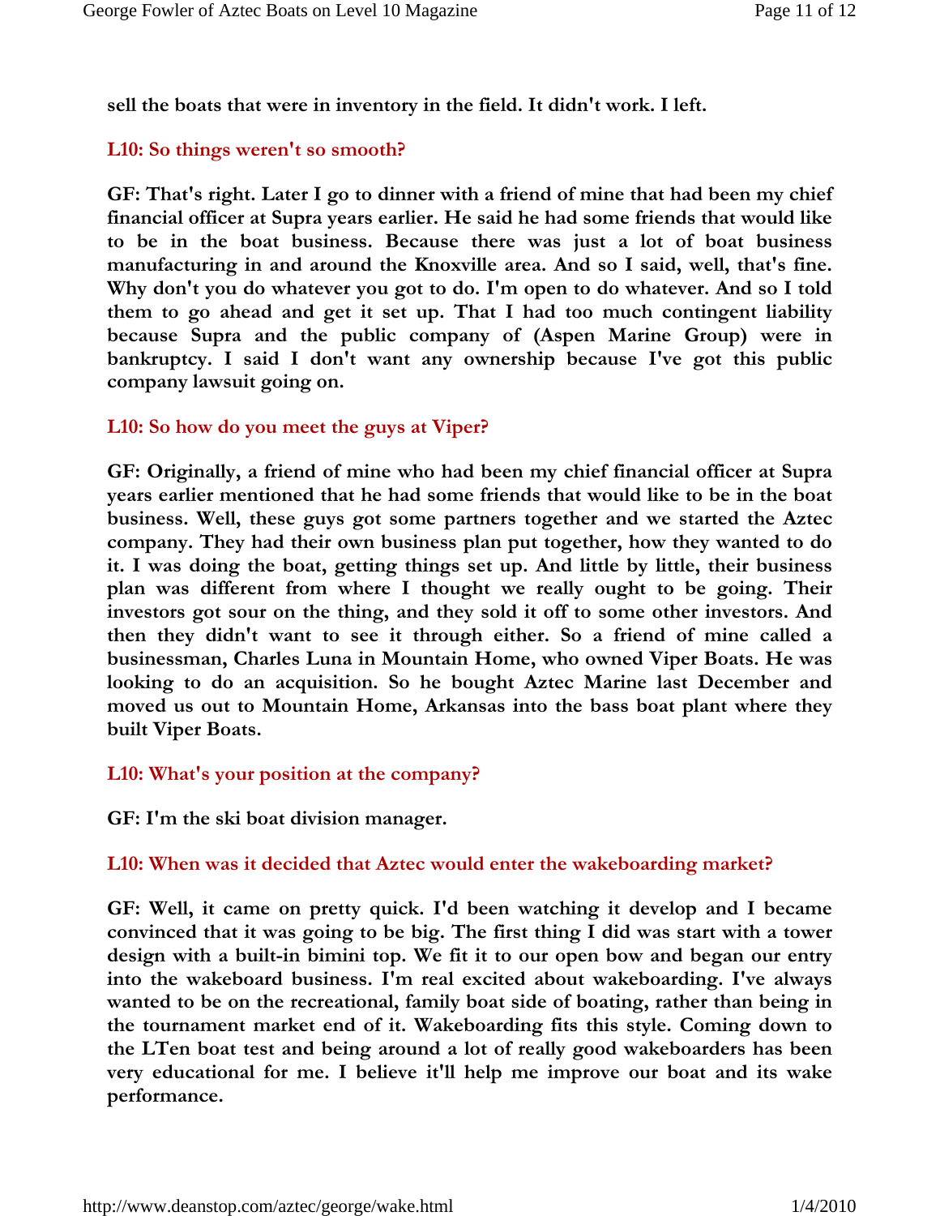**sell the boats that were in inventory in the field. It didn't work. I left.**

**L10: So things weren't so smooth?**

**GF: That's right. Later I go to dinner with a friend of mine that had been my chief financial officer at Supra years earlier. He said he had some friends that would like to be in the boat business. Because there was just a lot of boat business manufacturing in and around the Knoxville area. And so I said, well, that's fine. Why don't you do whatever you got to do. I'm open to do whatever. And so I told them to go ahead and get it set up. That I had too much contingent liability because Supra and the public company of (Aspen Marine Group) were in bankruptcy. I said I don't want any ownership because I've got this public company lawsuit going on.**

**L10: So how do you meet the guys at Viper?**

**GF: Originally, a friend of mine who had been my chief financial officer at Supra years earlier mentioned that he had some friends that would like to be in the boat business. Well, these guys got some partners together and we started the Aztec company. They had their own business plan put together, how they wanted to do it. I was doing the boat, getting things set up. And little by little, their business plan was different from where I thought we really ought to be going. Their investors got sour on the thing, and they sold it off to some other investors. And then they didn't want to see it through either. So a friend of mine called a businessman, Charles Luna in Mountain Home, who owned Viper Boats. He was looking to do an acquisition. So he bought Aztec Marine last December and moved us out to Mountain Home, Arkansas into the bass boat plant where they built Viper Boats.**

**L10: What's your position at the company?**

**GF: I'm the ski boat division manager.**

**L10: When was it decided that Aztec would enter the wakeboarding market?**

**GF: Well, it came on pretty quick. I'd been watching it develop and I became convinced that it was going to be big. The first thing I did was start with a tower design with a built-in bimini top. We fit it to our open bow and began our entry into the wakeboard business. I'm real excited about wakeboarding. I've always wanted to be on the recreational, family boat side of boating, rather than being in the tournament market end of it. Wakeboarding fits this style. Coming down to the LTen boat test and being around a lot of really good wakeboarders has been very educational for me. I believe it'll help me improve our boat and its wake performance.**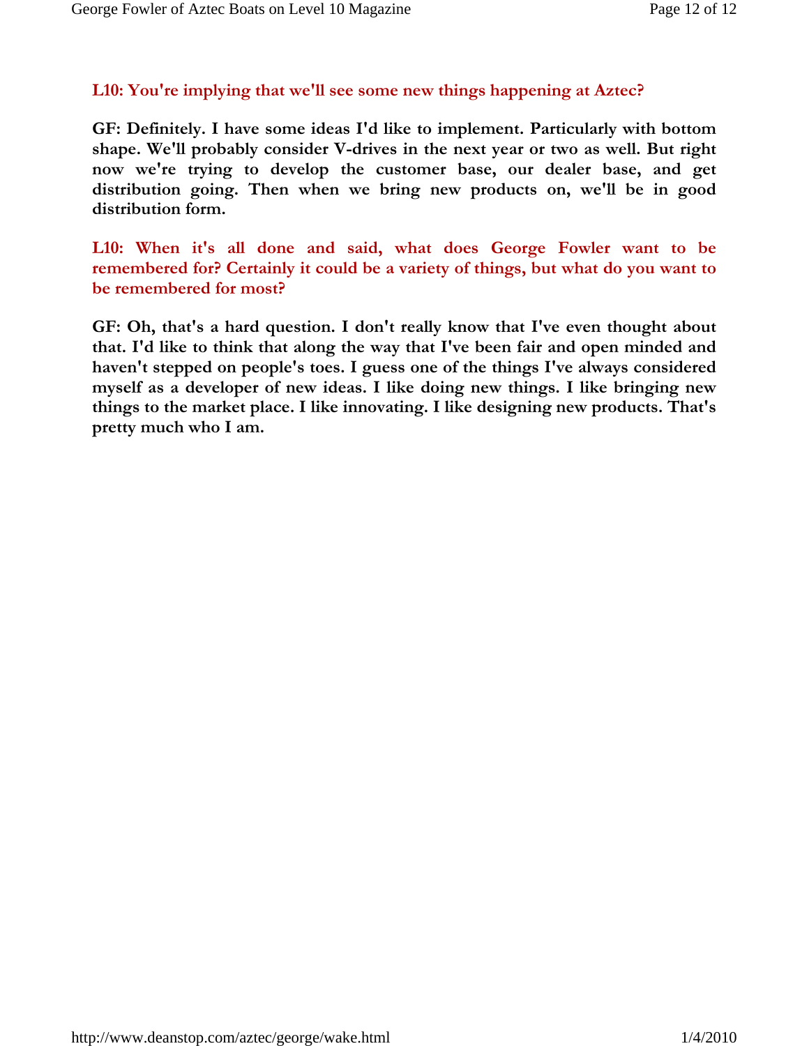**L10: You're implying that we'll see some new things happening at Aztec?**

**GF: Definitely. I have some ideas I'd like to implement. Particularly with bottom shape. We'll probably consider V-drives in the next year or two as well. But right now we're trying to develop the customer base, our dealer base, and get distribution going. Then when we bring new products on, we'll be in good distribution form.**

**L10: When it's all done and said, what does George Fowler want to be remembered for? Certainly it could be a variety of things, but what do you want to be remembered for most?**

**GF: Oh, that's a hard question. I don't really know that I've even thought about that. I'd like to think that along the way that I've been fair and open minded and haven't stepped on people's toes. I guess one of the things I've always considered myself as a developer of new ideas. I like doing new things. I like bringing new things to the market place. I like innovating. I like designing new products. That's pretty much who I am.**